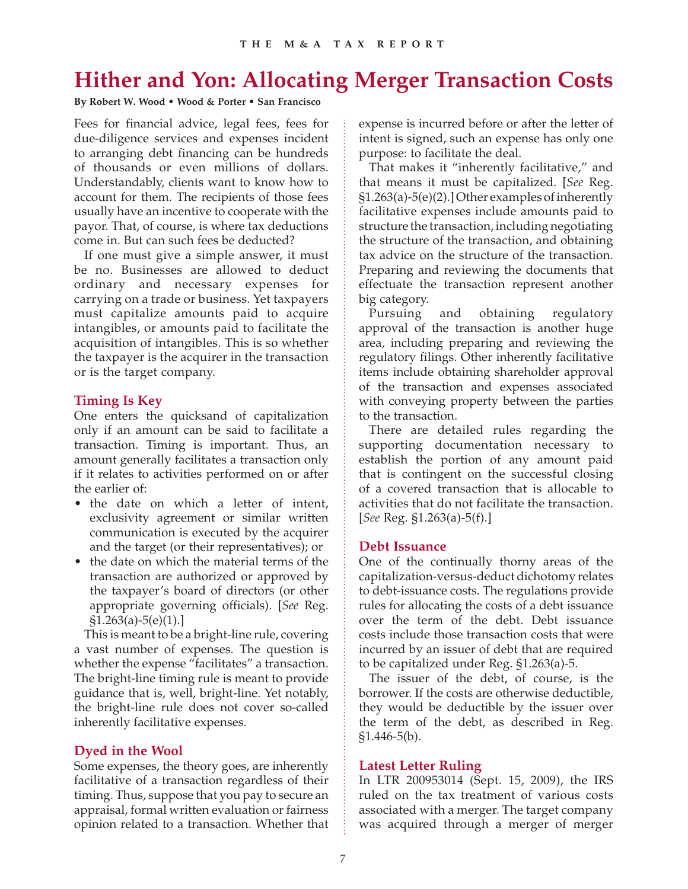# Hither and Yon: Allocating Merger Transaction Costs

**By Robert W. Wood • Wood & Porter • San Francisco**

Fees for financial advice, legal fees, fees for due-diligence services and expenses incident to arranging debt financing can be hundreds of thousands or even millions of dollars. Understandably, clients want to know how to account for them. The recipients of those fees usually have an incentive to cooperate with the payor. That, of course, is where tax deductions come in. But can such fees be deducted?

If one must give a simple answer, it must be no. Businesses are allowed to deduct ordinary and necessary expenses for carrying on a trade or business. Yet taxpayers must capitalize amounts paid to acquire intangibles, or amounts paid to facilitate the acquisition of intangibles. This is so whether the taxpayer is the acquirer in the transaction or is the target company.

## Timing Is Key

One enters the quicksand of capitalization only if an amount can be said to facilitate a transaction. Timing is important. Thus, an amount generally facilitates a transaction only if it relates to activities performed on or after the earlier of:

- the date on which a letter of intent, exclusivity agreement or similar written communication is executed by the acquirer and the target (or their representatives); or
- the date on which the material terms of the transaction are authorized or approved by the taxpayer's board of directors (or other appropriate governing officials). [*See* Reg. §1.263(a)-5(e)(1).]

This is meant to be a bright-line rule, covering a vast number of expenses. The question is whether the expense "facilitates" a transaction. The bright-line timing rule is meant to provide guidance that is, well, bright-line. Yet notably, the bright-line rule does not cover so-called inherently facilitative expenses.

## Dyed in the Wool

Some expenses, the theory goes, are inherently facilitative of a transaction regardless of their timing. Thus, suppose that you pay to secure an appraisal, formal written evaluation or fairness opinion related to a transaction. Whether that expense is incurred before or after the letter of intent is signed, such an expense has only one purpose: to facilitate the deal.

That makes it "inherently facilitative," and that means it must be capitalized. [*See* Reg. §1.263(a)-5(e)(2).] Other examples of inherently facilitative expenses include amounts paid to structure the transaction, including negotiating the structure of the transaction, and obtaining tax advice on the structure of the transaction. Preparing and reviewing the documents that effectuate the transaction represent another big category.

Pursuing and obtaining regulatory approval of the transaction is another huge area, including preparing and reviewing the regulatory filings. Other inherently facilitative items include obtaining shareholder approval of the transaction and expenses associated with conveying property between the parties to the transaction.

There are detailed rules regarding the supporting documentation necessary to establish the portion of any amount paid that is contingent on the successful closing of a covered transaction that is allocable to activities that do not facilitate the transaction. [*See* Reg. §1.263(a)-5(f).]

## Debt Issuance

One of the continually thorny areas of the capitalization-versus-deduct dichotomy relates to debt-issuance costs. The regulations provide rules for allocating the costs of a debt issuance over the term of the debt. Debt issuance costs include those transaction costs that were incurred by an issuer of debt that are required to be capitalized under Reg. §1.263(a)-5.

The issuer of the debt, of course, is the borrower. If the costs are otherwise deductible, they would be deductible by the issuer over the term of the debt, as described in Reg. §1.446-5(b).

## Latest Letter Ruling

In LTR 200953014 (Sept. 15, 2009), the IRS ruled on the tax treatment of various costs associated with a merger. The target company was acquired through a merger of merger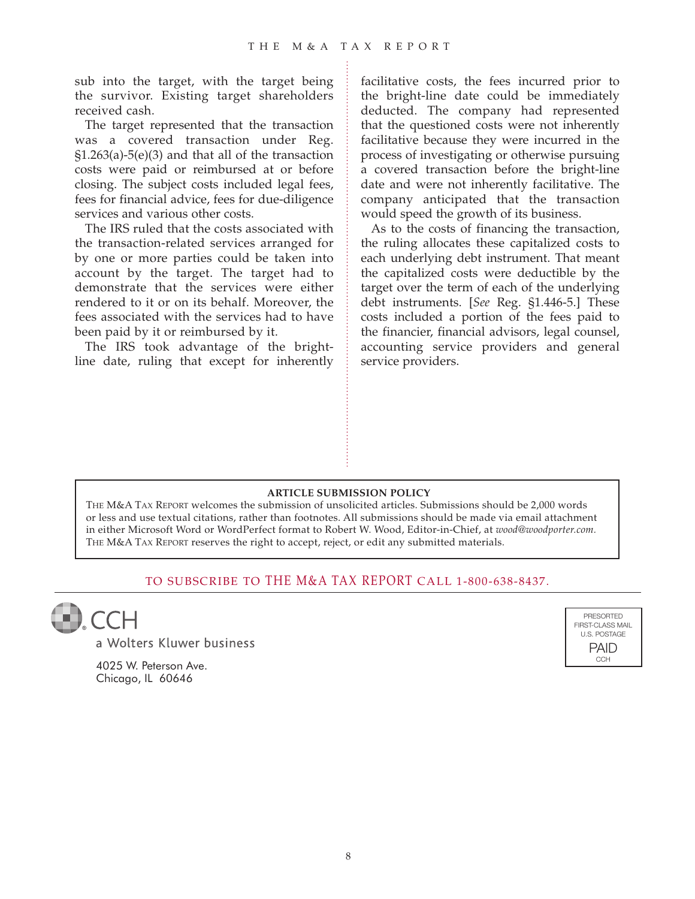sub into the target, with the target being the survivor. Existing target shareholders received cash.

The target represented that the transaction was a covered transaction under Reg. §1.263(a)-5(e)(3) and that all of the transaction costs were paid or reimbursed at or before closing. The subject costs included legal fees, fees for financial advice, fees for due-diligence services and various other costs.

The IRS ruled that the costs associated with the transaction-related services arranged for by one or more parties could be taken into account by the target. The target had to demonstrate that the services were either rendered to it or on its behalf. Moreover, the fees associated with the services had to have been paid by it or reimbursed by it.

The IRS took advantage of the bright-line date, ruling that except for inherently facilitative costs, the fees incurred prior to the bright-line date could be immediately deducted. The company had represented that the questioned costs were not inherently facilitative because they were incurred in the process of investigating or otherwise pursuing a covered transaction before the bright-line date and were not inherently facilitative. The company anticipated that the transaction would speed the growth of its business.

As to the costs of financing the transaction, the ruling allocates these capitalized costs to each underlying debt instrument. That meant the capitalized costs were deductible by the target over the term of each of the underlying debt instruments. [*See* Reg. §1.446-5.] These costs included a portion of the fees paid to the financier, financial advisors, legal counsel, accounting service providers and general service providers.

**ARTICLE SUBMISSION POLICY**

THE M&A TAX REPORT welcomes the submission of unsolicited articles. Submissions should be 2,000 words or less and use textual citations, rather than footnotes. All submissions should be made via email attachment in either Microsoft Word or WordPerfect format to Robert W. Wood, Editor-in-Chief, at *wood@woodporter.com.* THE M&A TAX REPORT reserves the right to accept, reject, or edit any submitted materials.

TO SUBSCRIBE TO THE M&A TAX REPORT CALL 1-800-638-8437.

CCH
a Wolters Kluwer business

4025 W. Peterson Ave.
Chicago, IL 60646

PRESORTED
FIRST-CLASS MAIL
U.S. POSTAGE
PAID
CCH